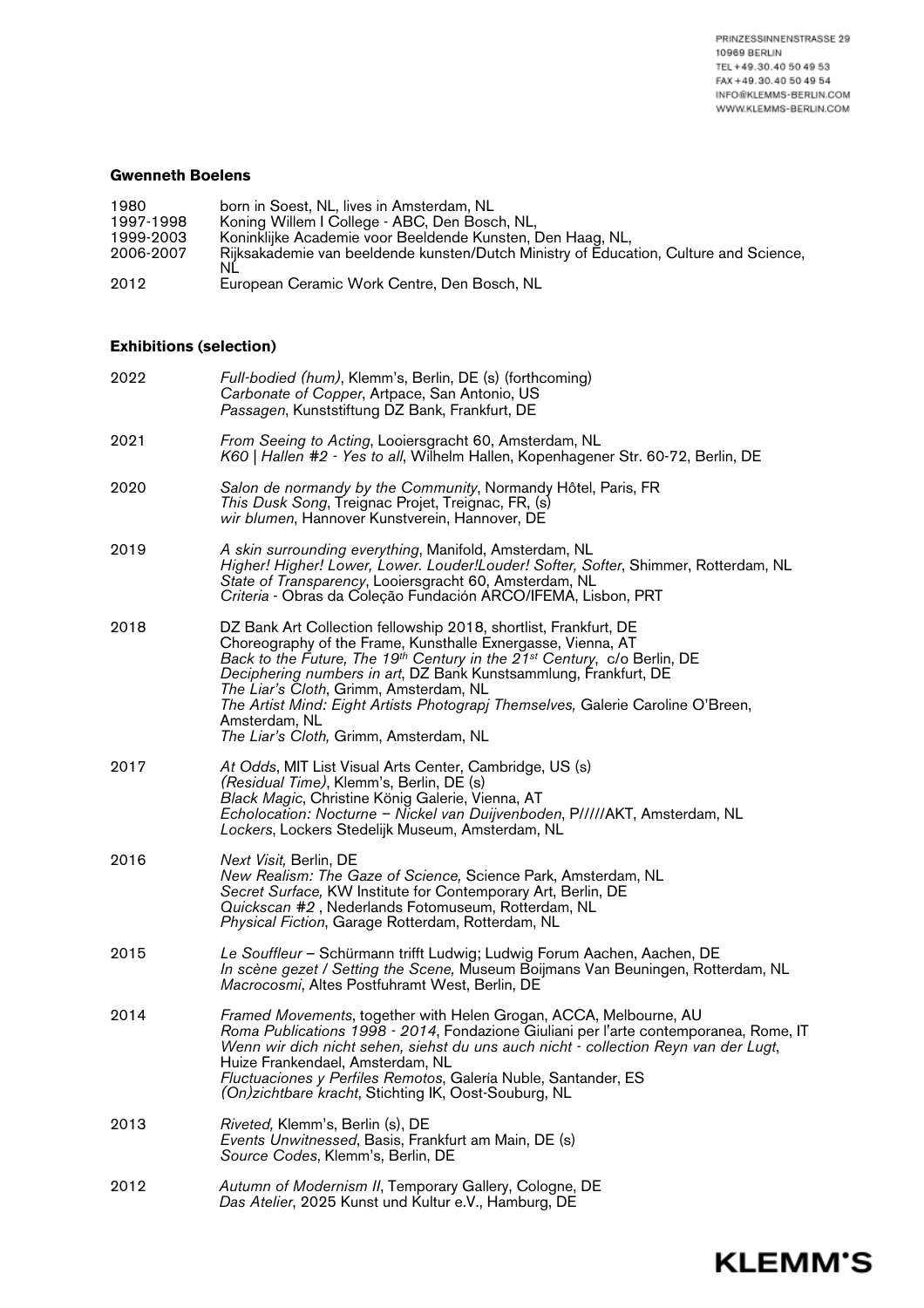PRINZESSINNENSTRASSE 29
10969 BERLIN
TEL +49.30.40 50 49 53
FAX +49.30.40 50 49 54
INFO@KLEMMS-BERLIN.COM
WWW.KLEMMS-BERLIN.COM

**Gwenneth Boelens**

| | |
|---|---|
| 1980 | born in Soest, NL, lives in Amsterdam, NL |
| 1997-1998 | Koning Willem I College - ABC, Den Bosch, NL, |
| 1999-2003 | Koninklijke Academie voor Beeldende Kunsten, Den Haag, NL, |
| 2006-2007 | Rijksakademie van beeldende kunsten/Dutch Ministry of Education, Culture and Science, NL |
| 2012 | European Ceramic Work Centre, Den Bosch, NL |

**Exhibitions (selection)**

**2022**
*Full-bodied (hum)*, Klemm's, Berlin, DE (s) (forthcoming)
*Carbonate of Copper*, Artpace, San Antonio, US
*Passagen*, Kunststiftung DZ Bank, Frankfurt, DE

**2021**
*From Seeing to Acting*, Looiersgracht 60, Amsterdam, NL
*K60 | Hallen #2 - Yes to all*, Wilhelm Hallen, Kopenhagener Str. 60-72, Berlin, DE

**2020**
*Salon de normandy by the Community*, Normandy Hôtel, Paris, FR
*This Dusk Song*, Treignac Projet, Treignac, FR, (s)
*wir blumen*, Hannover Kunstverein, Hannover, DE

**2019**
*A skin surrounding everything*, Manifold, Amsterdam, NL
*Higher! Higher! Lower, Lower. Louder!Louder! Softer, Softer*, Shimmer, Rotterdam, NL
*State of Transparency*, Looiersgracht 60, Amsterdam, NL
*Criteria* - Obras da Coleção Fundación ARCO/IFEMA, Lisbon, PRT

**2018**
DZ Bank Art Collection fellowship 2018, shortlist, Frankfurt, DE
Choreography of the Frame, Kunsthalle Exnergasse, Vienna, AT
*Back to the Future, The 19th Century in the 21st Century*, c/o Berlin, DE
*Deciphering numbers in art*, DZ Bank Kunstsammlung, Frankfurt, DE
*The Liar's Cloth*, Grimm, Amsterdam, NL
*The Artist Mind: Eight Artists Photograpj Themselves,* Galerie Caroline O'Breen, Amsterdam, NL
*The Liar's Cloth,* Grimm, Amsterdam, NL

**2017**
*At Odds*, MIT List Visual Arts Center, Cambridge, US (s)
*(Residual Time)*, Klemm's, Berlin, DE (s)
*Black Magic*, Christine König Galerie, Vienna, AT
*Echolocation: Nocturne – Nickel van Duijvenboden*, P/////AKT, Amsterdam, NL
*Lockers*, Lockers Stedelijk Museum, Amsterdam, NL

**2016**
*Next Visit,* Berlin, DE
*New Realism: The Gaze of Science,* Science Park, Amsterdam, NL
*Secret Surface,* KW Institute for Contemporary Art, Berlin, DE
*Quickscan #2* , Nederlands Fotomuseum, Rotterdam, NL
*Physical Fiction*, Garage Rotterdam, Rotterdam, NL

**2015**
*Le Souffleur* – Schürmann trifft Ludwig; Ludwig Forum Aachen, Aachen, DE
*In scène gezet / Setting the Scene,* Museum Boijmans Van Beuningen, Rotterdam, NL
*Macrocosmi*, Altes Postfuhramt West, Berlin, DE

**2014**
*Framed Movements*, together with Helen Grogan, ACCA, Melbourne, AU
*Roma Publications 1998 - 2014*, Fondazione Giuliani per l'arte contemporanea, Rome, IT
*Wenn wir dich nicht sehen, siehst du uns auch nicht - collection Reyn van der Lugt*, Huize Frankendael, Amsterdam, NL
*Fluctuaciones y Perfiles Remotos*, Galería Nuble, Santander, ES
*(On)zichtbare kracht*, Stichting IK, Oost-Souburg, NL

**2013**
*Riveted,* Klemm's, Berlin (s), DE
*Events Unwitnessed*, Basis, Frankfurt am Main, DE (s)
*Source Codes*, Klemm's, Berlin, DE

**2012**
*Autumn of Modernism II*, Temporary Gallery, Cologne, DE
*Das Atelier*, 2025 Kunst und Kultur e.V., Hamburg, DE

KLEMM'S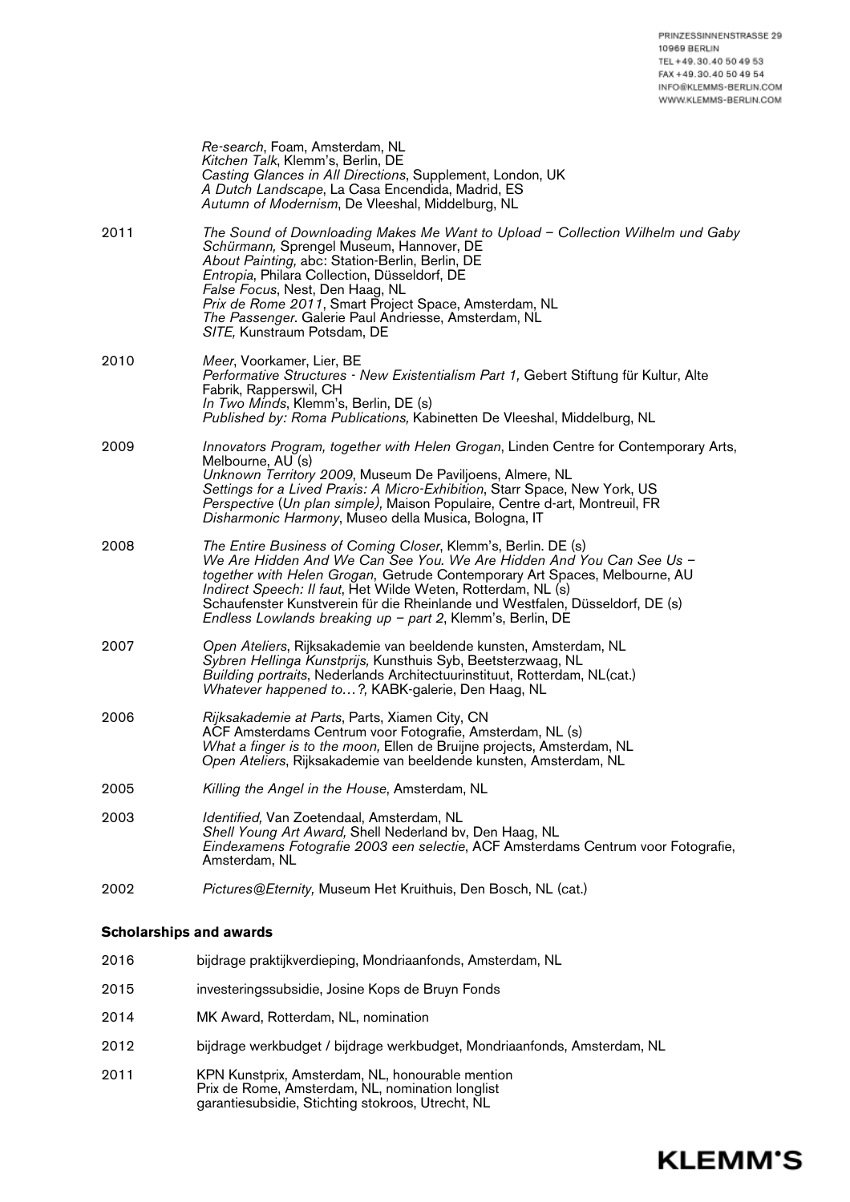| | |
|---|---|
| | *Re-search*, Foam, Amsterdam, NL<br>*Kitchen Talk*, Klemm's, Berlin, DE<br>*Casting Glances in All Directions*, Supplement, London, UK<br>*A Dutch Landscape*, La Casa Encendida, Madrid, ES<br>*Autumn of Modernism*, De Vleeshal, Middelburg, NL |
| 2011 | *The Sound of Downloading Makes Me Want to Upload – Collection Wilhelm und Gaby Schürmann,* Sprengel Museum, Hannover, DE<br>*About Painting,* abc: Station-Berlin, Berlin, DE<br>*Entropia*, Philara Collection, Düsseldorf, DE<br>*False Focus*, Nest, Den Haag, NL<br>*Prix de Rome 2011*, Smart Project Space, Amsterdam, NL<br>*The Passenger*. Galerie Paul Andriesse, Amsterdam, NL<br>*SITE,* Kunstraum Potsdam, DE |
| 2010 | *Meer*, Voorkamer, Lier, BE<br>*Performative Structures - New Existentialism Part 1,* Gebert Stiftung für Kultur, Alte Fabrik, Rapperswil, CH<br>*In Two Minds*, Klemm's, Berlin, DE (s)<br>*Published by: Roma Publications,* Kabinetten De Vleeshal, Middelburg, NL |
| 2009 | *Innovators Program, together with Helen Grogan*, Linden Centre for Contemporary Arts, Melbourne, AU (s)<br>*Unknown Territory 2009*, Museum De Paviljoens, Almere, NL<br>*Settings for a Lived Praxis: A Micro-Exhibition*, Starr Space, New York, US<br>*Perspective* (*Un plan simple*)*,* Maison Populaire, Centre d-art, Montreuil, FR<br>*Disharmonic Harmony*, Museo della Musica, Bologna, IT |
| 2008 | *The Entire Business of Coming Closer*, Klemm's, Berlin. DE (s)<br>*We Are Hidden And We Can See You. We Are Hidden And You Can See Us – together with Helen Grogan*, Getrude Contemporary Art Spaces, Melbourne, AU<br>*Indirect Speech: Il faut*, Het Wilde Weten, Rotterdam, NL (s)<br>Schaufenster Kunstverein für die Rheinlande und Westfalen, Düsseldorf, DE (s)<br>*Endless Lowlands breaking up – part 2*, Klemm's, Berlin, DE |
| 2007 | *Open Ateliers*, Rijksakademie van beeldende kunsten, Amsterdam, NL<br>*Sybren Hellinga Kunstprijs,* Kunsthuis Syb, Beetsterzwaag, NL<br>*Building portraits*, Nederlands Architectuurinstituut, Rotterdam, NL(cat.)<br>*Whatever happened to…?,* KABK-galerie, Den Haag, NL |
| 2006 | *Rijksakademie at Parts*, Parts, Xiamen City, CN<br>ACF Amsterdams Centrum voor Fotografie, Amsterdam, NL (s)<br>*What a finger is to the moon,* Ellen de Bruijne projects, Amsterdam, NL<br>*Open Ateliers*, Rijksakademie van beeldende kunsten, Amsterdam, NL |
| 2005 | *Killing the Angel in the House*, Amsterdam, NL |
| 2003 | *Identified,* Van Zoetendaal, Amsterdam, NL<br>*Shell Young Art Award,* Shell Nederland bv, Den Haag, NL<br>*Eindexamens Fotografie 2003 een selectie*, ACF Amsterdams Centrum voor Fotografie, Amsterdam, NL |
| 2002 | *Pictures@Eternity,* Museum Het Kruithuis, Den Bosch, NL (cat.) |

**Scholarships and awards**

| | |
|---|---|
| 2016 | bijdrage praktijkverdieping, Mondriaanfonds, Amsterdam, NL |
| 2015 | investeringssubsidie, Josine Kops de Bruyn Fonds |
| 2014 | MK Award, Rotterdam, NL, nomination |
| 2012 | bijdrage werkbudget / bijdrage werkbudget, Mondriaanfonds, Amsterdam, NL |
| 2011 | KPN Kunstprix, Amsterdam, NL, honourable mention<br>Prix de Rome, Amsterdam, NL, nomination longlist<br>garantiesubsidie, Stichting stokroos, Utrecht, NL |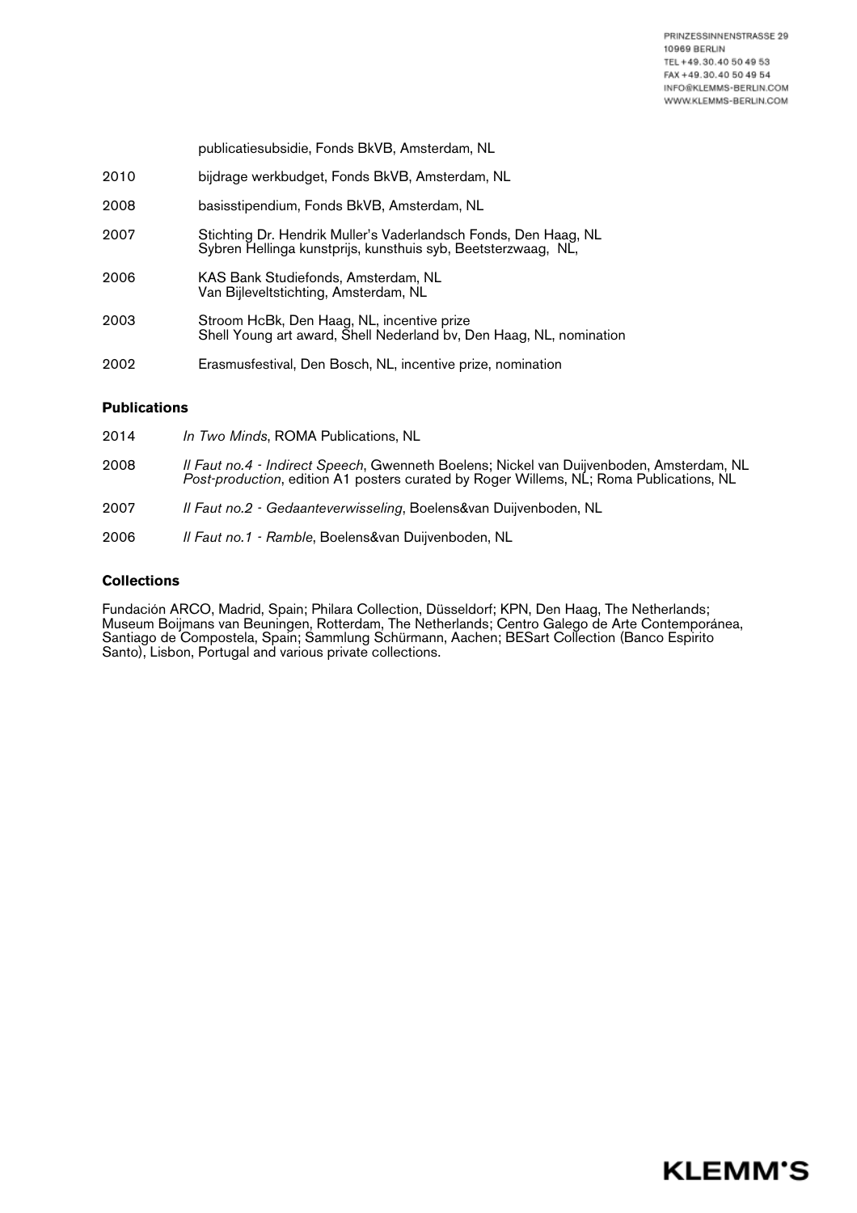| | |
|---|---|
| | publicatiesubsidie, Fonds BkVB, Amsterdam, NL |
| 2010 | bijdrage werkbudget, Fonds BkVB, Amsterdam, NL |
| 2008 | basisstipendium, Fonds BkVB, Amsterdam, NL |
| 2007 | Stichting Dr. Hendrik Muller's Vaderlandsch Fonds, Den Haag, NL<br>Sybren Hellinga kunstprijs, kunsthuis syb, Beetsterzwaag, NL, |
| 2006 | KAS Bank Studiefonds, Amsterdam, NL<br>Van Bijleveltstichting, Amsterdam, NL |
| 2003 | Stroom HcBk, Den Haag, NL, incentive prize<br>Shell Young art award, Shell Nederland bv, Den Haag, NL, nomination |
| 2002 | Erasmusfestival, Den Bosch, NL, incentive prize, nomination |

**Publications**

| | |
|---|---|
| 2014 | *In Two Minds*, ROMA Publications, NL |
| 2008 | *Il Faut no.4 - Indirect Speech*, Gwenneth Boelens; Nickel van Duijvenboden, Amsterdam, NL<br>*Post-production*, edition A1 posters curated by Roger Willems, NL; Roma Publications, NL |
| 2007 | *Il Faut no.2 - Gedaanteverwisseling*, Boelens&van Duijvenboden, NL |
| 2006 | *Il Faut no.1 - Ramble*, Boelens&van Duijvenboden, NL |

**Collections**

Fundación ARCO, Madrid, Spain; Philara Collection, Düsseldorf; KPN, Den Haag, The Netherlands; Museum Boijmans van Beuningen, Rotterdam, The Netherlands; Centro Galego de Arte Contemporánea, Santiago de Compostela, Spain; Sammlung Schürmann, Aachen; BESart Collection (Banco Espirito Santo), Lisbon, Portugal and various private collections.